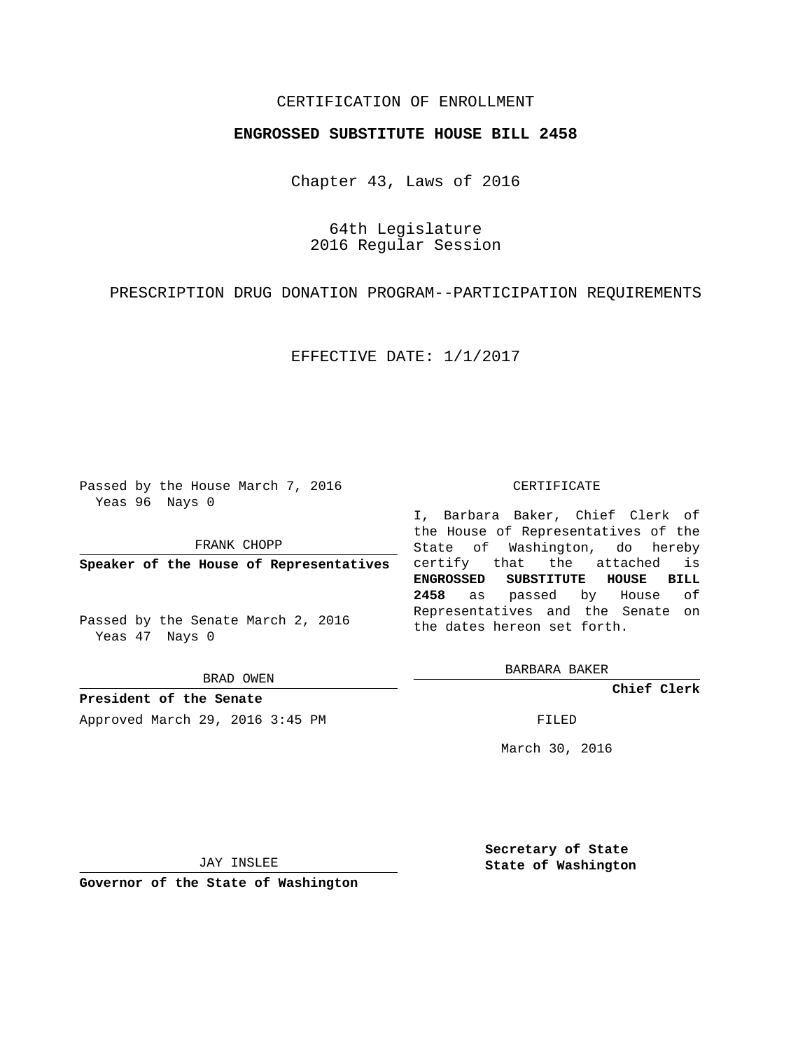CERTIFICATION OF ENROLLMENT

**ENGROSSED SUBSTITUTE HOUSE BILL 2458**

Chapter 43, Laws of 2016

64th Legislature
2016 Regular Session

PRESCRIPTION DRUG DONATION PROGRAM--PARTICIPATION REQUIREMENTS

EFFECTIVE DATE: 1/1/2017

Passed by the House March 7, 2016
Yeas 96 Nays 0

FRANK CHOPP

**Speaker of the House of Representatives**

Passed by the Senate March 2, 2016
Yeas 47 Nays 0

BRAD OWEN

**President of the Senate**

Approved March 29, 2016 3:45 PM

JAY INSLEE

**Governor of the State of Washington**

CERTIFICATE

I, Barbara Baker, Chief Clerk of the House of Representatives of the State of Washington, do hereby certify that the attached is **ENGROSSED SUBSTITUTE HOUSE BILL 2458** as passed by House of Representatives and the Senate on the dates hereon set forth.

BARBARA BAKER

**Chief Clerk**

FILED

March 30, 2016

**Secretary of State**
**State of Washington**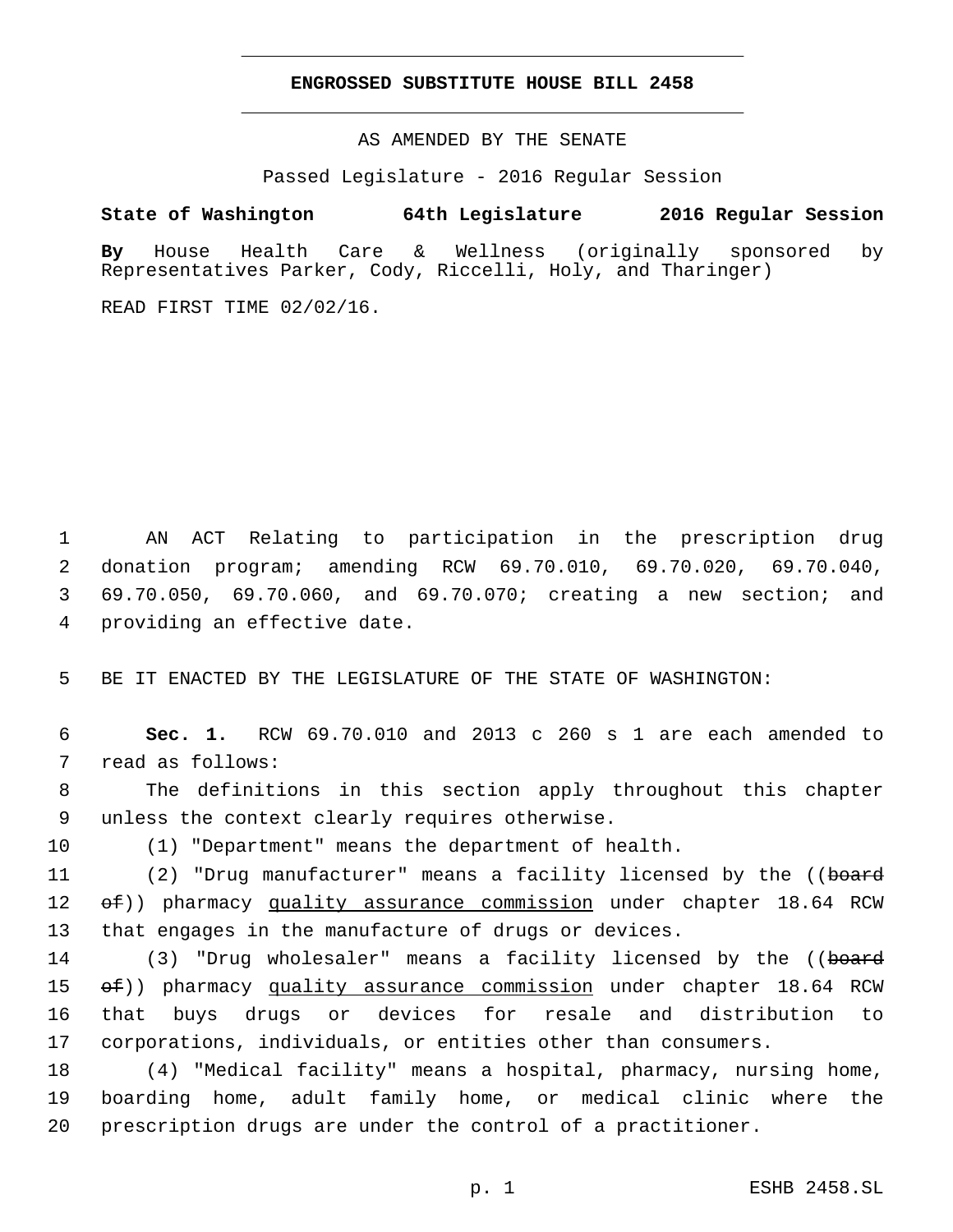# ENGROSSED SUBSTITUTE HOUSE BILL 2458

AS AMENDED BY THE SENATE

Passed Legislature - 2016 Regular Session

**State of Washington 64th Legislature 2016 Regular Session**

**By** House Health Care & Wellness (originally sponsored by Representatives Parker, Cody, Riccelli, Holy, and Tharinger)

READ FIRST TIME 02/02/16.

1 AN ACT Relating to participation in the prescription drug
2 donation program; amending RCW 69.70.010, 69.70.020, 69.70.040,
3 69.70.050, 69.70.060, and 69.70.070; creating a new section; and
4 providing an effective date.

5 BE IT ENACTED BY THE LEGISLATURE OF THE STATE OF WASHINGTON:

6 **Sec. 1.** RCW 69.70.010 and 2013 c 260 s 1 are each amended to
7 read as follows:

8 The definitions in this section apply throughout this chapter
9 unless the context clearly requires otherwise.

10 (1) "Department" means the department of health.

11 (2) "Drug manufacturer" means a facility licensed by the ((~~board~~
12 ~~of~~)) pharmacy quality assurance commission under chapter 18.64 RCW
13 that engages in the manufacture of drugs or devices.

14 (3) "Drug wholesaler" means a facility licensed by the ((~~board~~
15 ~~of~~)) pharmacy quality assurance commission under chapter 18.64 RCW
16 that buys drugs or devices for resale and distribution to
17 corporations, individuals, or entities other than consumers.

18 (4) "Medical facility" means a hospital, pharmacy, nursing home,
19 boarding home, adult family home, or medical clinic where the
20 prescription drugs are under the control of a practitioner.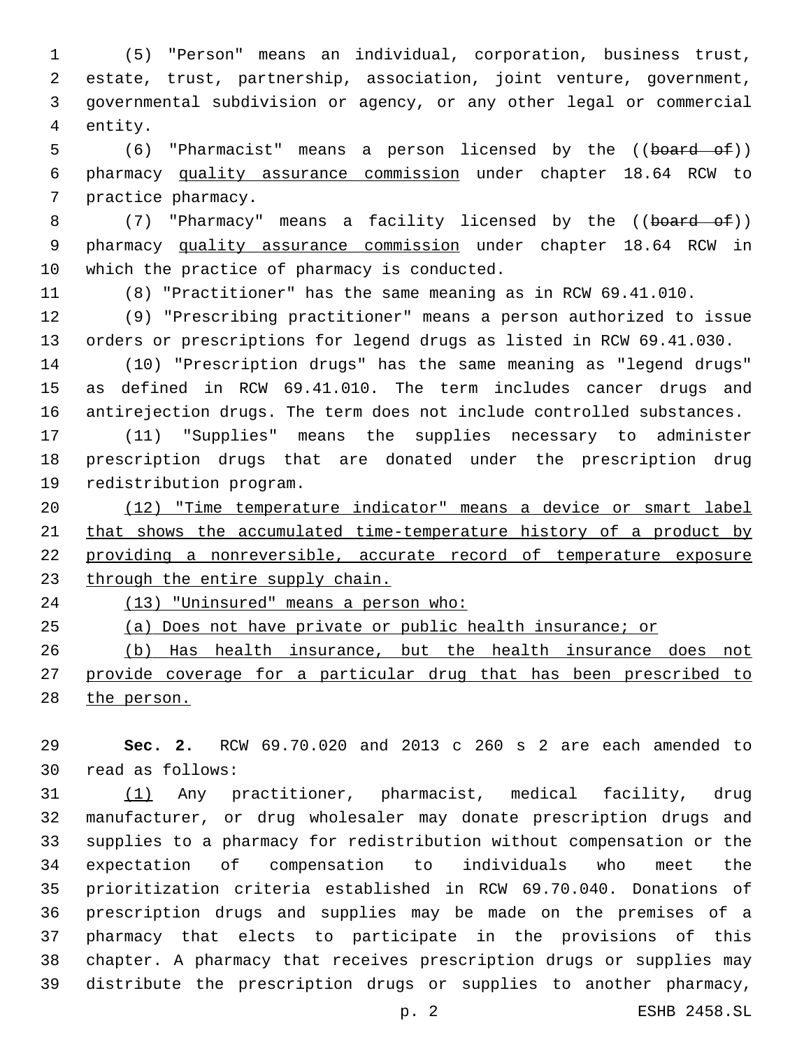(5) "Person" means an individual, corporation, business trust, estate, trust, partnership, association, joint venture, government, governmental subdivision or agency, or any other legal or commercial entity.

(6) "Pharmacist" means a person licensed by the ((~~board of~~)) pharmacy quality assurance commission under chapter 18.64 RCW to practice pharmacy.

(7) "Pharmacy" means a facility licensed by the ((~~board of~~)) pharmacy quality assurance commission under chapter 18.64 RCW in which the practice of pharmacy is conducted.

(8) "Practitioner" has the same meaning as in RCW 69.41.010.

(9) "Prescribing practitioner" means a person authorized to issue orders or prescriptions for legend drugs as listed in RCW 69.41.030.

(10) "Prescription drugs" has the same meaning as "legend drugs" as defined in RCW 69.41.010. The term includes cancer drugs and antirejection drugs. The term does not include controlled substances.

(11) "Supplies" means the supplies necessary to administer prescription drugs that are donated under the prescription drug redistribution program.

(12) "Time temperature indicator" means a device or smart label that shows the accumulated time-temperature history of a product by providing a nonreversible, accurate record of temperature exposure through the entire supply chain.

(13) "Uninsured" means a person who:

(a) Does not have private or public health insurance; or

(b) Has health insurance, but the health insurance does not provide coverage for a particular drug that has been prescribed to the person.

**Sec. 2.** RCW 69.70.020 and 2013 c 260 s 2 are each amended to read as follows:

(1) Any practitioner, pharmacist, medical facility, drug manufacturer, or drug wholesaler may donate prescription drugs and supplies to a pharmacy for redistribution without compensation or the expectation of compensation to individuals who meet the prioritization criteria established in RCW 69.70.040. Donations of prescription drugs and supplies may be made on the premises of a pharmacy that elects to participate in the provisions of this chapter. A pharmacy that receives prescription drugs or supplies may distribute the prescription drugs or supplies to another pharmacy,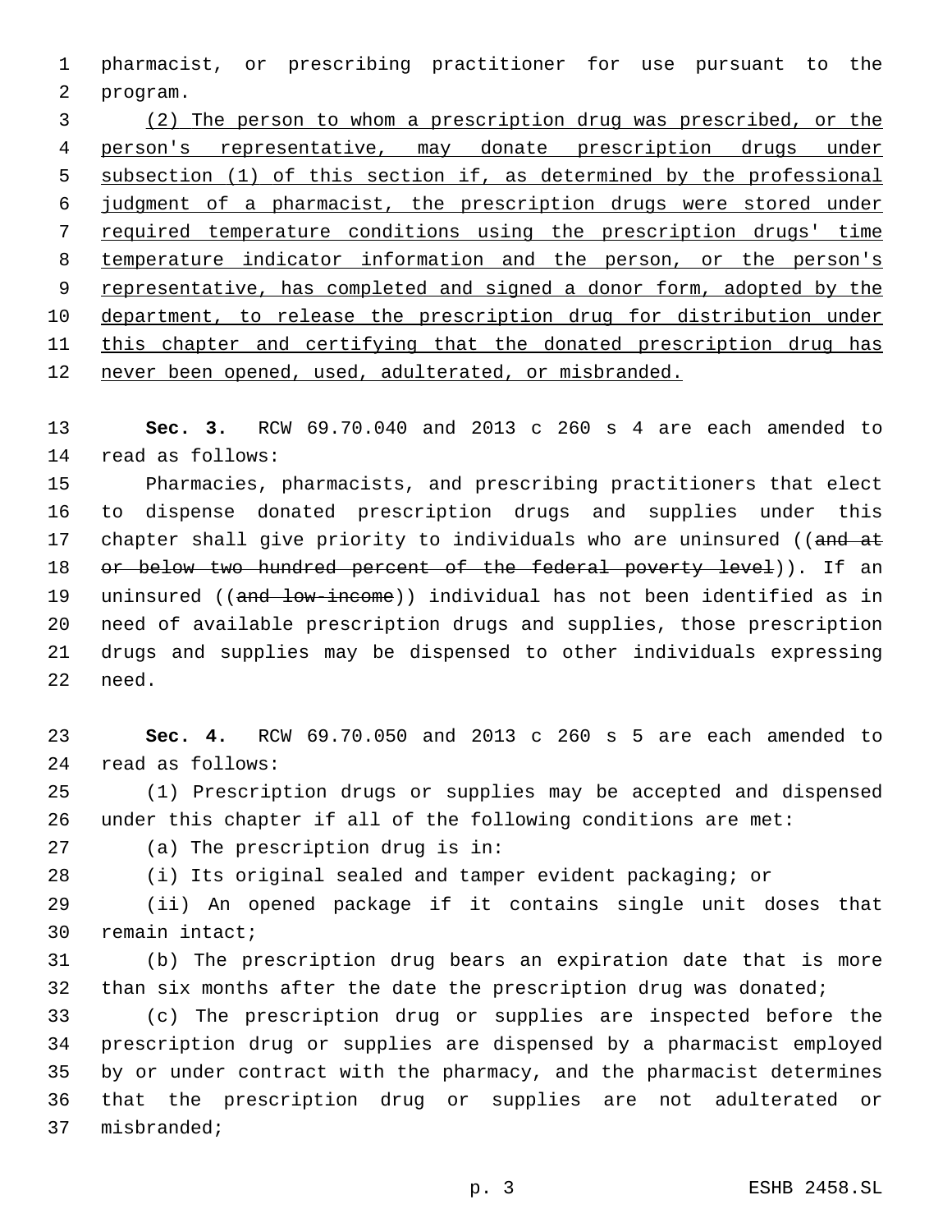pharmacist, or prescribing practitioner for use pursuant to the program.

(2) The person to whom a prescription drug was prescribed, or the person's representative, may donate prescription drugs under subsection (1) of this section if, as determined by the professional judgment of a pharmacist, the prescription drugs were stored under required temperature conditions using the prescription drugs' time temperature indicator information and the person, or the person's representative, has completed and signed a donor form, adopted by the department, to release the prescription drug for distribution under this chapter and certifying that the donated prescription drug has never been opened, used, adulterated, or misbranded.

**Sec. 3.** RCW 69.70.040 and 2013 c 260 s 4 are each amended to read as follows:

Pharmacies, pharmacists, and prescribing practitioners that elect to dispense donated prescription drugs and supplies under this chapter shall give priority to individuals who are uninsured ((~~and at or below two hundred percent of the federal poverty level~~)). If an uninsured ((~~and low-income~~)) individual has not been identified as in need of available prescription drugs and supplies, those prescription drugs and supplies may be dispensed to other individuals expressing need.

**Sec. 4.** RCW 69.70.050 and 2013 c 260 s 5 are each amended to read as follows:

(1) Prescription drugs or supplies may be accepted and dispensed under this chapter if all of the following conditions are met:

(a) The prescription drug is in:

(i) Its original sealed and tamper evident packaging; or

(ii) An opened package if it contains single unit doses that remain intact;

(b) The prescription drug bears an expiration date that is more than six months after the date the prescription drug was donated;

(c) The prescription drug or supplies are inspected before the prescription drug or supplies are dispensed by a pharmacist employed by or under contract with the pharmacy, and the pharmacist determines that the prescription drug or supplies are not adulterated or misbranded;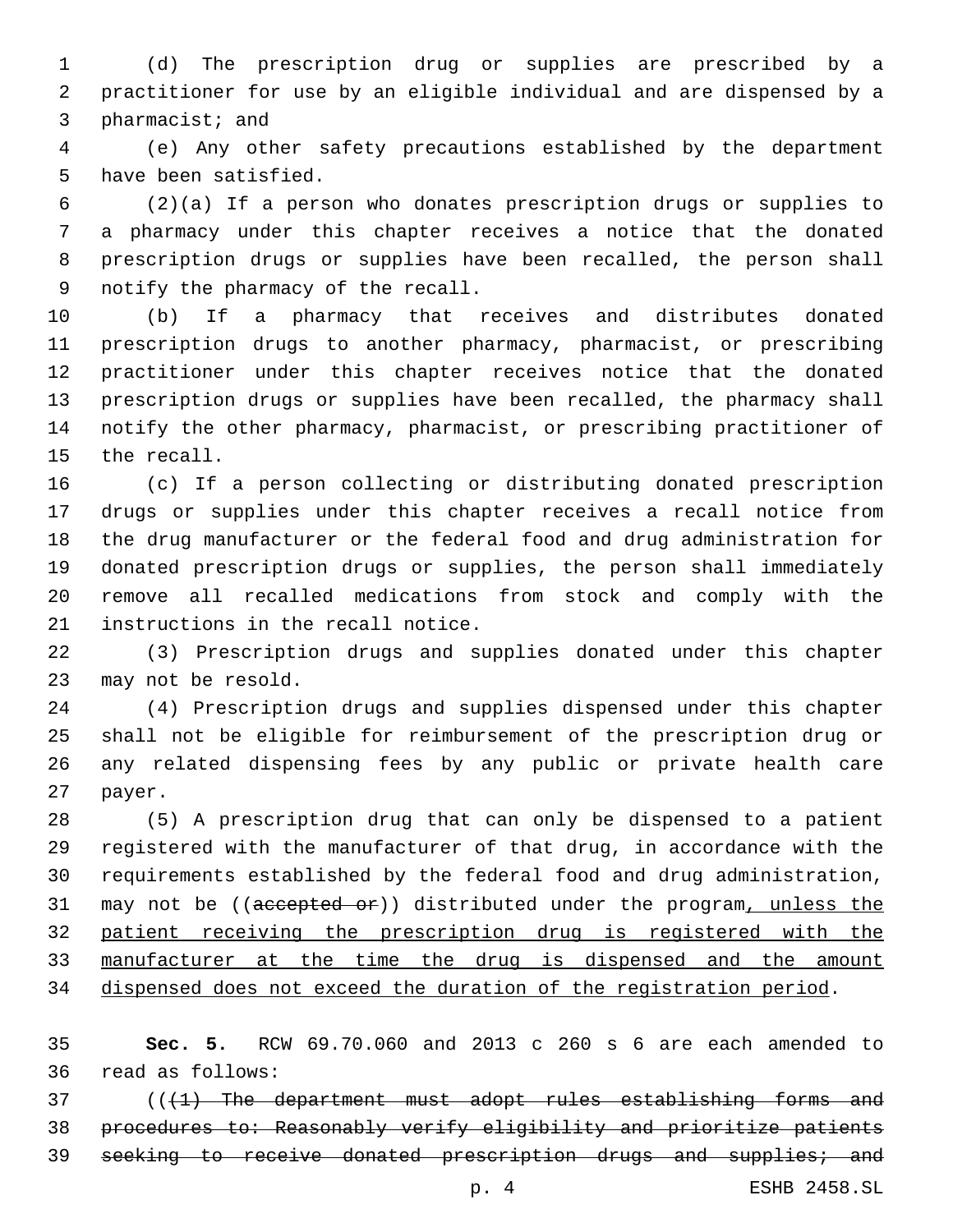(d) The prescription drug or supplies are prescribed by a practitioner for use by an eligible individual and are dispensed by a pharmacist; and

(e) Any other safety precautions established by the department have been satisfied.

(2)(a) If a person who donates prescription drugs or supplies to a pharmacy under this chapter receives a notice that the donated prescription drugs or supplies have been recalled, the person shall notify the pharmacy of the recall.

(b) If a pharmacy that receives and distributes donated prescription drugs to another pharmacy, pharmacist, or prescribing practitioner under this chapter receives notice that the donated prescription drugs or supplies have been recalled, the pharmacy shall notify the other pharmacy, pharmacist, or prescribing practitioner of the recall.

(c) If a person collecting or distributing donated prescription drugs or supplies under this chapter receives a recall notice from the drug manufacturer or the federal food and drug administration for donated prescription drugs or supplies, the person shall immediately remove all recalled medications from stock and comply with the instructions in the recall notice.

(3) Prescription drugs and supplies donated under this chapter may not be resold.

(4) Prescription drugs and supplies dispensed under this chapter shall not be eligible for reimbursement of the prescription drug or any related dispensing fees by any public or private health care payer.

(5) A prescription drug that can only be dispensed to a patient registered with the manufacturer of that drug, in accordance with the requirements established by the federal food and drug administration, may not be ((~~accepted or~~)) distributed under the program, unless the patient receiving the prescription drug is registered with the manufacturer at the time the drug is dispensed and the amount dispensed does not exceed the duration of the registration period.

**Sec. 5.** RCW 69.70.060 and 2013 c 260 s 6 are each amended to read as follows:

((~~(1) The department must adopt rules establishing forms and procedures to: Reasonably verify eligibility and prioritize patients seeking to receive donated prescription drugs and supplies; and~~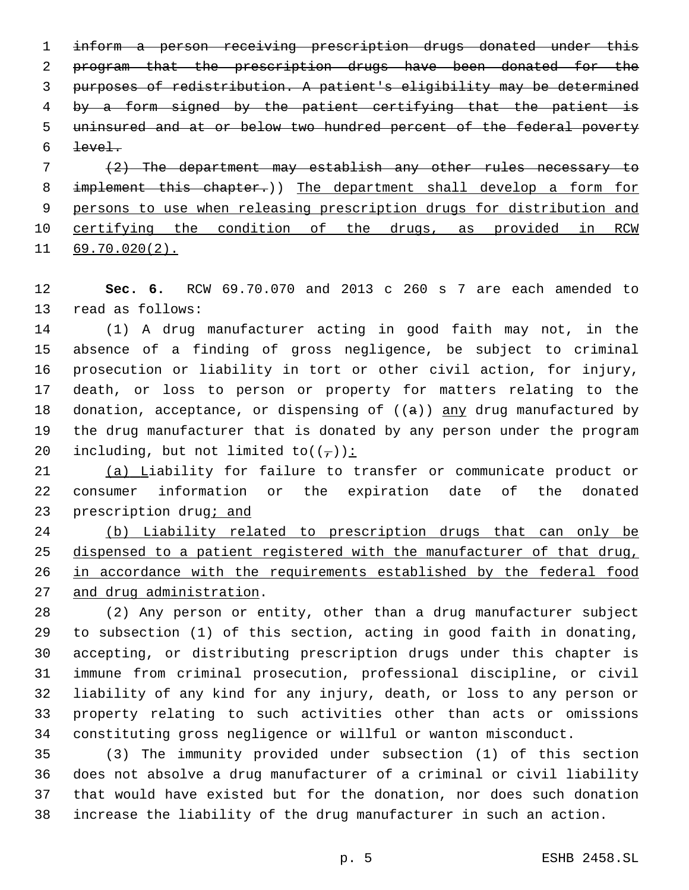~~inform a person receiving prescription drugs donated under this program that the prescription drugs have been donated for the purposes of redistribution. A patient's eligibility may be determined by a form signed by the patient certifying that the patient is uninsured and at or below two hundred percent of the federal poverty level.~~

~~(2) The department may establish any other rules necessary to implement this chapter.~~)) <u>The department shall develop a form for persons to use when releasing prescription drugs for distribution and certifying the condition of the drugs, as provided in RCW 69.70.020(2).</u>

**Sec. 6.** RCW 69.70.070 and 2013 c 260 s 7 are each amended to read as follows:

(1) A drug manufacturer acting in good faith may not, in the absence of a finding of gross negligence, be subject to criminal prosecution or liability in tort or other civil action, for injury, death, or loss to person or property for matters relating to the donation, acceptance, or dispensing of ((~~a~~)) <u>any</u> drug manufactured by the drug manufacturer that is donated by any person under the program including, but not limited to((~~,~~))<u>:</u>

<u>(a) L</u>iability for failure to transfer or communicate product or consumer information or the expiration date of the donated prescription drug<u>; and</u>

<u>(b) Liability related to prescription drugs that can only be dispensed to a patient registered with the manufacturer of that drug, in accordance with the requirements established by the federal food and drug administration</u>.

(2) Any person or entity, other than a drug manufacturer subject to subsection (1) of this section, acting in good faith in donating, accepting, or distributing prescription drugs under this chapter is immune from criminal prosecution, professional discipline, or civil liability of any kind for any injury, death, or loss to any person or property relating to such activities other than acts or omissions constituting gross negligence or willful or wanton misconduct.

(3) The immunity provided under subsection (1) of this section does not absolve a drug manufacturer of a criminal or civil liability that would have existed but for the donation, nor does such donation increase the liability of the drug manufacturer in such an action.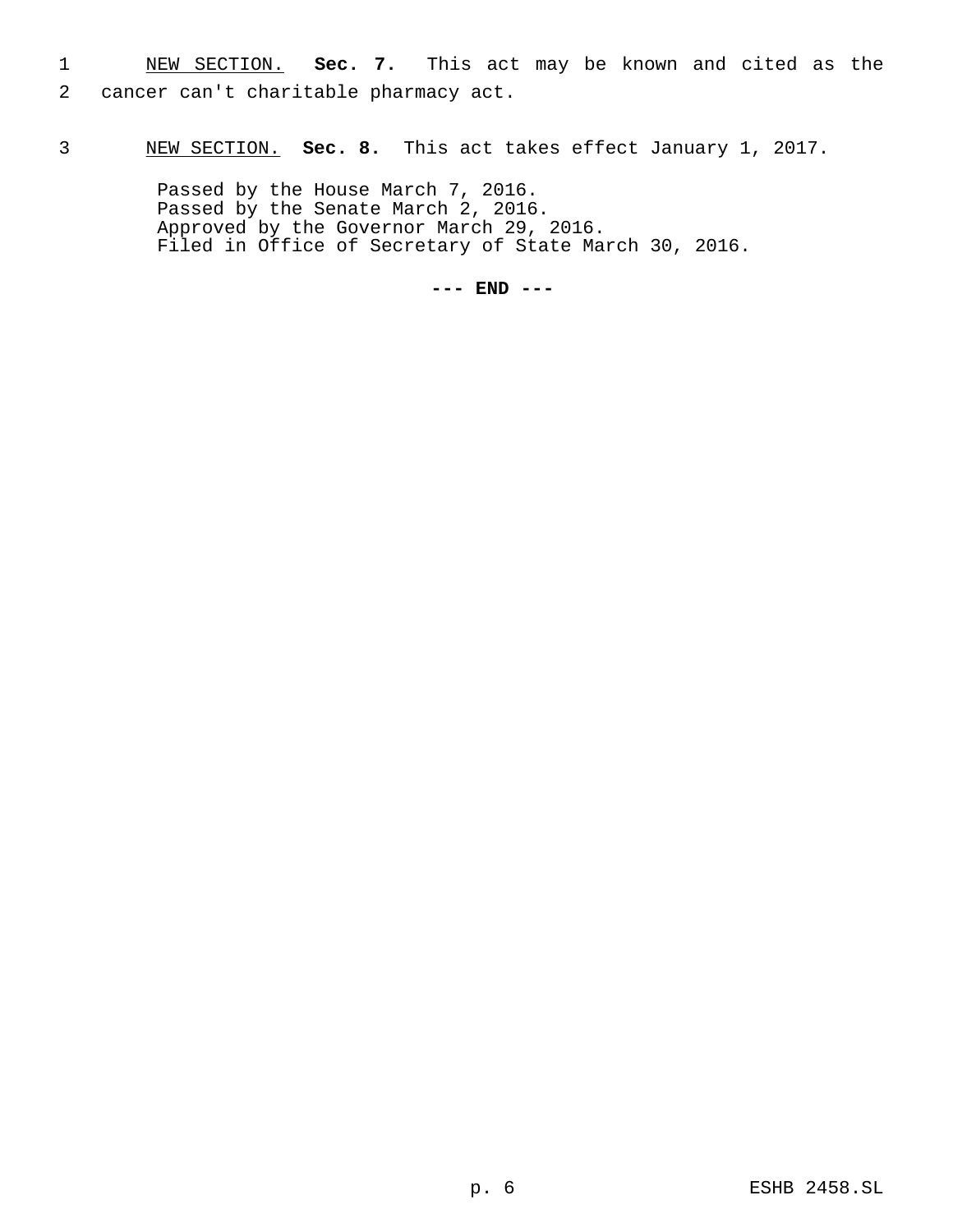NEW SECTION. **Sec. 7.** This act may be known and cited as the cancer can't charitable pharmacy act.

NEW SECTION. **Sec. 8.** This act takes effect January 1, 2017.

Passed by the House March 7, 2016.
Passed by the Senate March 2, 2016.
Approved by the Governor March 29, 2016.
Filed in Office of Secretary of State March 30, 2016.

**--- END ---**